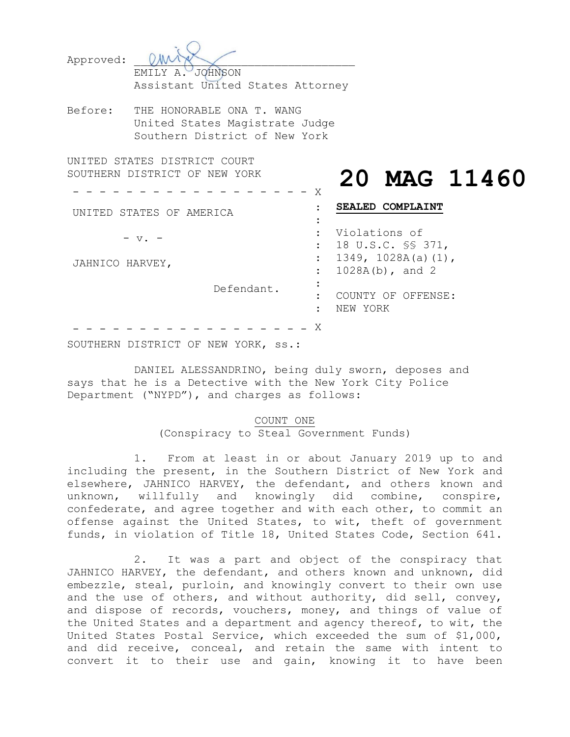Approved: ________________________________

EMILY A. JOHNSON
Assistant United States Attorney

Before: THE HONORABLE ONA T. WANG
United States Magistrate Judge
Southern District of New York

UNITED STATES DISTRICT COURT
SOUTHERN DISTRICT OF NEW YORK

**20 MAG 11460**

| | |
|---|---|
| UNITED STATES OF AMERICA | **SEALED COMPLAINT** |
| - v. - | Violations of 18 U.S.C. §§ 371, 1349, 1028A(a)(1), 1028A(b), and 2 |
| JAHNICO HARVEY, | |
| Defendant. | COUNTY OF OFFENSE: NEW YORK |

SOUTHERN DISTRICT OF NEW YORK, ss.:

DANIEL ALESSANDRINO, being duly sworn, deposes and says that he is a Detective with the New York City Police Department ("NYPD"), and charges as follows:

COUNT ONE
(Conspiracy to Steal Government Funds)

1. From at least in or about January 2019 up to and including the present, in the Southern District of New York and elsewhere, JAHNICO HARVEY, the defendant, and others known and unknown, willfully and knowingly did combine, conspire, confederate, and agree together and with each other, to commit an offense against the United States, to wit, theft of government funds, in violation of Title 18, United States Code, Section 641.

2. It was a part and object of the conspiracy that JAHNICO HARVEY, the defendant, and others known and unknown, did embezzle, steal, purloin, and knowingly convert to their own use and the use of others, and without authority, did sell, convey, and dispose of records, vouchers, money, and things of value of the United States and a department and agency thereof, to wit, the United States Postal Service, which exceeded the sum of $1,000, and did receive, conceal, and retain the same with intent to convert it to their use and gain, knowing it to have been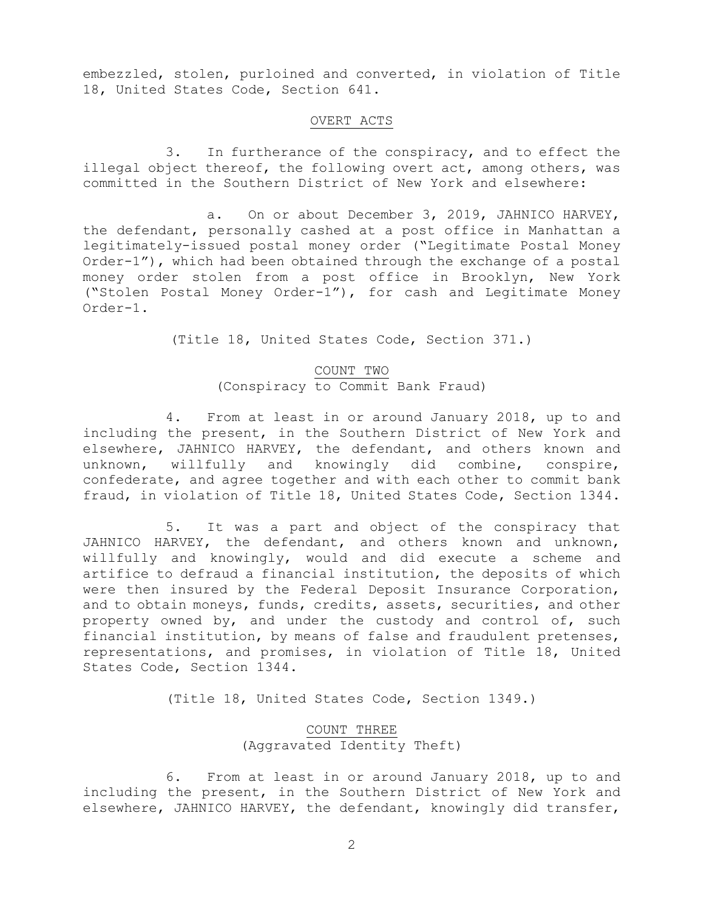embezzled, stolen, purloined and converted, in violation of Title 18, United States Code, Section 641.

## OVERT ACTS

3. In furtherance of the conspiracy, and to effect the illegal object thereof, the following overt act, among others, was committed in the Southern District of New York and elsewhere:

a. On or about December 3, 2019, JAHNICO HARVEY, the defendant, personally cashed at a post office in Manhattan a legitimately-issued postal money order ("Legitimate Postal Money Order-1"), which had been obtained through the exchange of a postal money order stolen from a post office in Brooklyn, New York ("Stolen Postal Money Order-1"), for cash and Legitimate Money Order-1.

(Title 18, United States Code, Section 371.)

## COUNT TWO
(Conspiracy to Commit Bank Fraud)

4. From at least in or around January 2018, up to and including the present, in the Southern District of New York and elsewhere, JAHNICO HARVEY, the defendant, and others known and unknown, willfully and knowingly did combine, conspire, confederate, and agree together and with each other to commit bank fraud, in violation of Title 18, United States Code, Section 1344.

5. It was a part and object of the conspiracy that JAHNICO HARVEY, the defendant, and others known and unknown, willfully and knowingly, would and did execute a scheme and artifice to defraud a financial institution, the deposits of which were then insured by the Federal Deposit Insurance Corporation, and to obtain moneys, funds, credits, assets, securities, and other property owned by, and under the custody and control of, such financial institution, by means of false and fraudulent pretenses, representations, and promises, in violation of Title 18, United States Code, Section 1344.

(Title 18, United States Code, Section 1349.)

## COUNT THREE
(Aggravated Identity Theft)

6. From at least in or around January 2018, up to and including the present, in the Southern District of New York and elsewhere, JAHNICO HARVEY, the defendant, knowingly did transfer,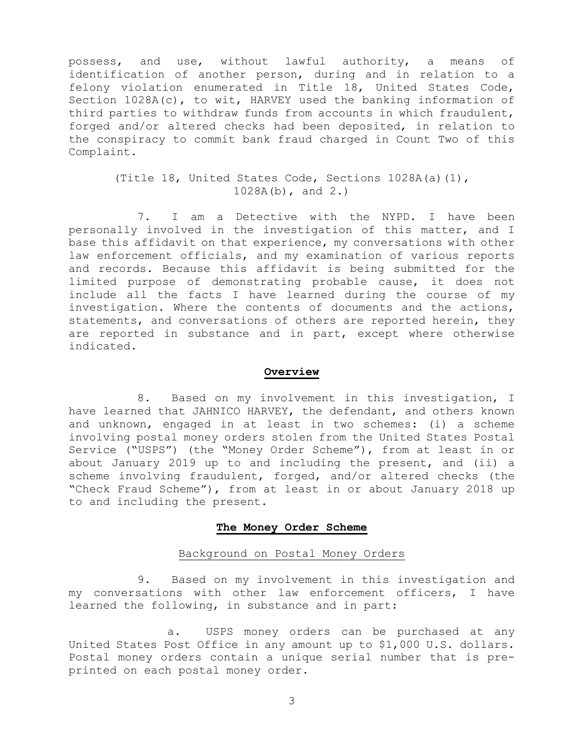possess, and use, without lawful authority, a means of identification of another person, during and in relation to a felony violation enumerated in Title 18, United States Code, Section 1028A(c), to wit, HARVEY used the banking information of third parties to withdraw funds from accounts in which fraudulent, forged and/or altered checks had been deposited, in relation to the conspiracy to commit bank fraud charged in Count Two of this Complaint.

(Title 18, United States Code, Sections 1028A(a)(1), 1028A(b), and 2.)

7. I am a Detective with the NYPD. I have been personally involved in the investigation of this matter, and I base this affidavit on that experience, my conversations with other law enforcement officials, and my examination of various reports and records. Because this affidavit is being submitted for the limited purpose of demonstrating probable cause, it does not include all the facts I have learned during the course of my investigation. Where the contents of documents and the actions, statements, and conversations of others are reported herein, they are reported in substance and in part, except where otherwise indicated.

**Overview**

8. Based on my involvement in this investigation, I have learned that JAHNICO HARVEY, the defendant, and others known and unknown, engaged in at least in two schemes: (i) a scheme involving postal money orders stolen from the United States Postal Service ("USPS") (the "Money Order Scheme"), from at least in or about January 2019 up to and including the present, and (ii) a scheme involving fraudulent, forged, and/or altered checks (the "Check Fraud Scheme"), from at least in or about January 2018 up to and including the present.

**The Money Order Scheme**

Background on Postal Money Orders

9. Based on my involvement in this investigation and my conversations with other law enforcement officers, I have learned the following, in substance and in part:

a. USPS money orders can be purchased at any United States Post Office in any amount up to $1,000 U.S. dollars. Postal money orders contain a unique serial number that is pre-printed on each postal money order.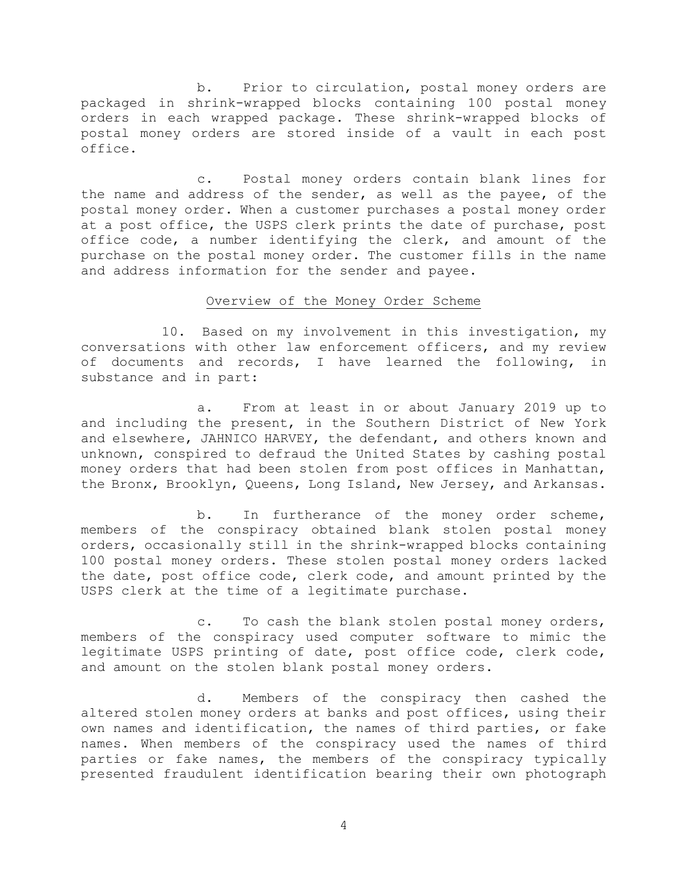b. Prior to circulation, postal money orders are packaged in shrink-wrapped blocks containing 100 postal money orders in each wrapped package. These shrink-wrapped blocks of postal money orders are stored inside of a vault in each post office.

c. Postal money orders contain blank lines for the name and address of the sender, as well as the payee, of the postal money order. When a customer purchases a postal money order at a post office, the USPS clerk prints the date of purchase, post office code, a number identifying the clerk, and amount of the purchase on the postal money order. The customer fills in the name and address information for the sender and payee.

<u>Overview of the Money Order Scheme</u>

10. Based on my involvement in this investigation, my conversations with other law enforcement officers, and my review of documents and records, I have learned the following, in substance and in part:

a. From at least in or about January 2019 up to and including the present, in the Southern District of New York and elsewhere, JAHNICO HARVEY, the defendant, and others known and unknown, conspired to defraud the United States by cashing postal money orders that had been stolen from post offices in Manhattan, the Bronx, Brooklyn, Queens, Long Island, New Jersey, and Arkansas.

b. In furtherance of the money order scheme, members of the conspiracy obtained blank stolen postal money orders, occasionally still in the shrink-wrapped blocks containing 100 postal money orders. These stolen postal money orders lacked the date, post office code, clerk code, and amount printed by the USPS clerk at the time of a legitimate purchase.

c. To cash the blank stolen postal money orders, members of the conspiracy used computer software to mimic the legitimate USPS printing of date, post office code, clerk code, and amount on the stolen blank postal money orders.

d. Members of the conspiracy then cashed the altered stolen money orders at banks and post offices, using their own names and identification, the names of third parties, or fake names. When members of the conspiracy used the names of third parties or fake names, the members of the conspiracy typically presented fraudulent identification bearing their own photograph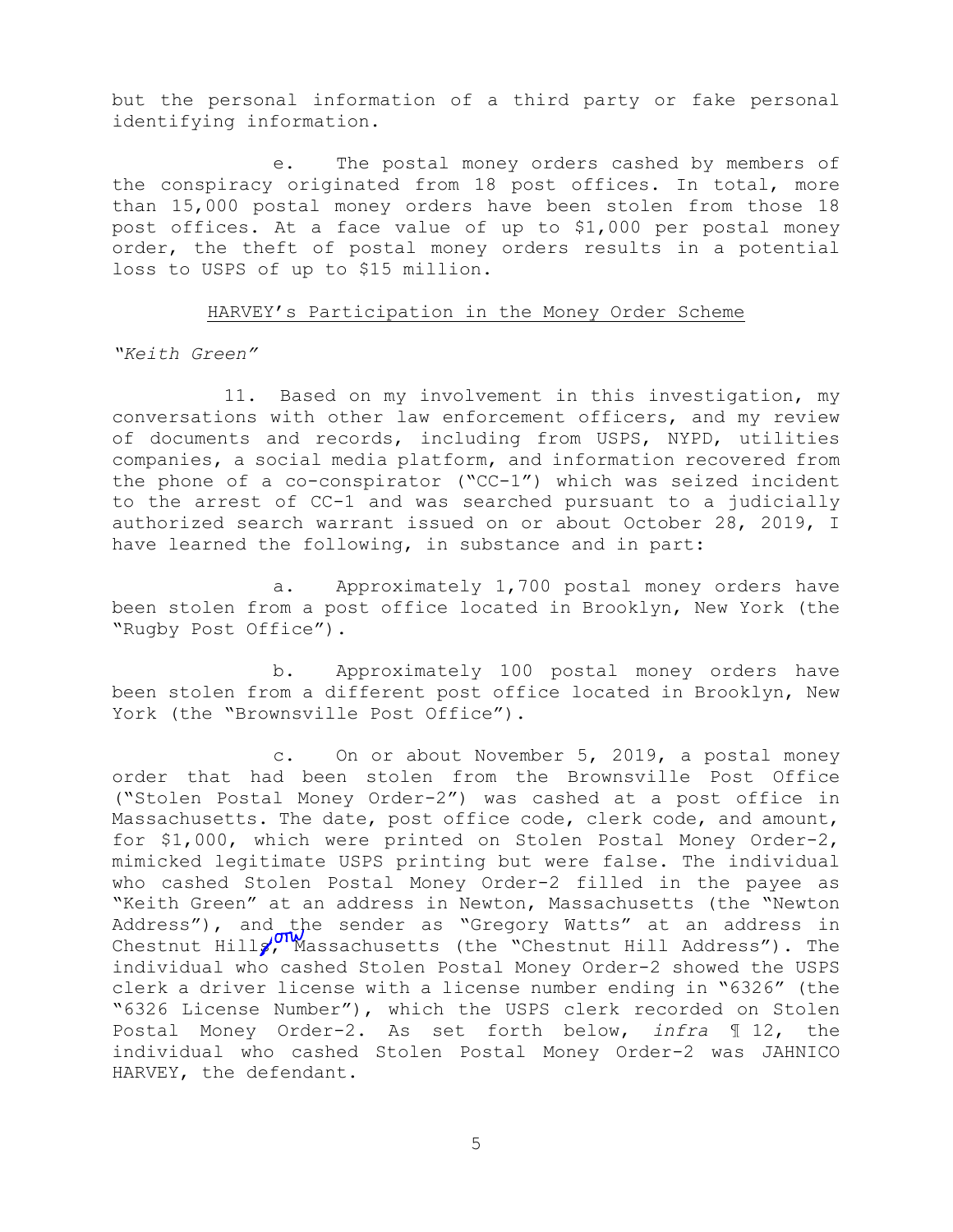but the personal information of a third party or fake personal identifying information.

e. The postal money orders cashed by members of the conspiracy originated from 18 post offices. In total, more than 15,000 postal money orders have been stolen from those 18 post offices. At a face value of up to $1,000 per postal money order, the theft of postal money orders results in a potential loss to USPS of up to $15 million.

<u>HARVEY's Participation in the Money Order Scheme</u>

*"Keith Green"*

11. Based on my involvement in this investigation, my conversations with other law enforcement officers, and my review of documents and records, including from USPS, NYPD, utilities companies, a social media platform, and information recovered from the phone of a co-conspirator ("CC-1") which was seized incident to the arrest of CC-1 and was searched pursuant to a judicially authorized search warrant issued on or about October 28, 2019, I have learned the following, in substance and in part:

a. Approximately 1,700 postal money orders have been stolen from a post office located in Brooklyn, New York (the "Rugby Post Office").

b. Approximately 100 postal money orders have been stolen from a different post office located in Brooklyn, New York (the "Brownsville Post Office").

c. On or about November 5, 2019, a postal money order that had been stolen from the Brownsville Post Office ("Stolen Postal Money Order-2") was cashed at a post office in Massachusetts. The date, post office code, clerk code, and amount, for $1,000, which were printed on Stolen Postal Money Order-2, mimicked legitimate USPS printing but were false. The individual who cashed Stolen Postal Money Order-2 filled in the payee as "Keith Green" at an address in Newton, Massachusetts (the "Newton Address"), and the sender as "Gregory Watts" at an address in Chestnut Hill, Massachusetts (the "Chestnut Hill Address"). The individual who cashed Stolen Postal Money Order-2 showed the USPS clerk a driver license with a license number ending in "6326" (the "6326 License Number"), which the USPS clerk recorded on Stolen Postal Money Order-2. As set forth below, *infra* ¶ 12, the individual who cashed Stolen Postal Money Order-2 was JAHNICO HARVEY, the defendant.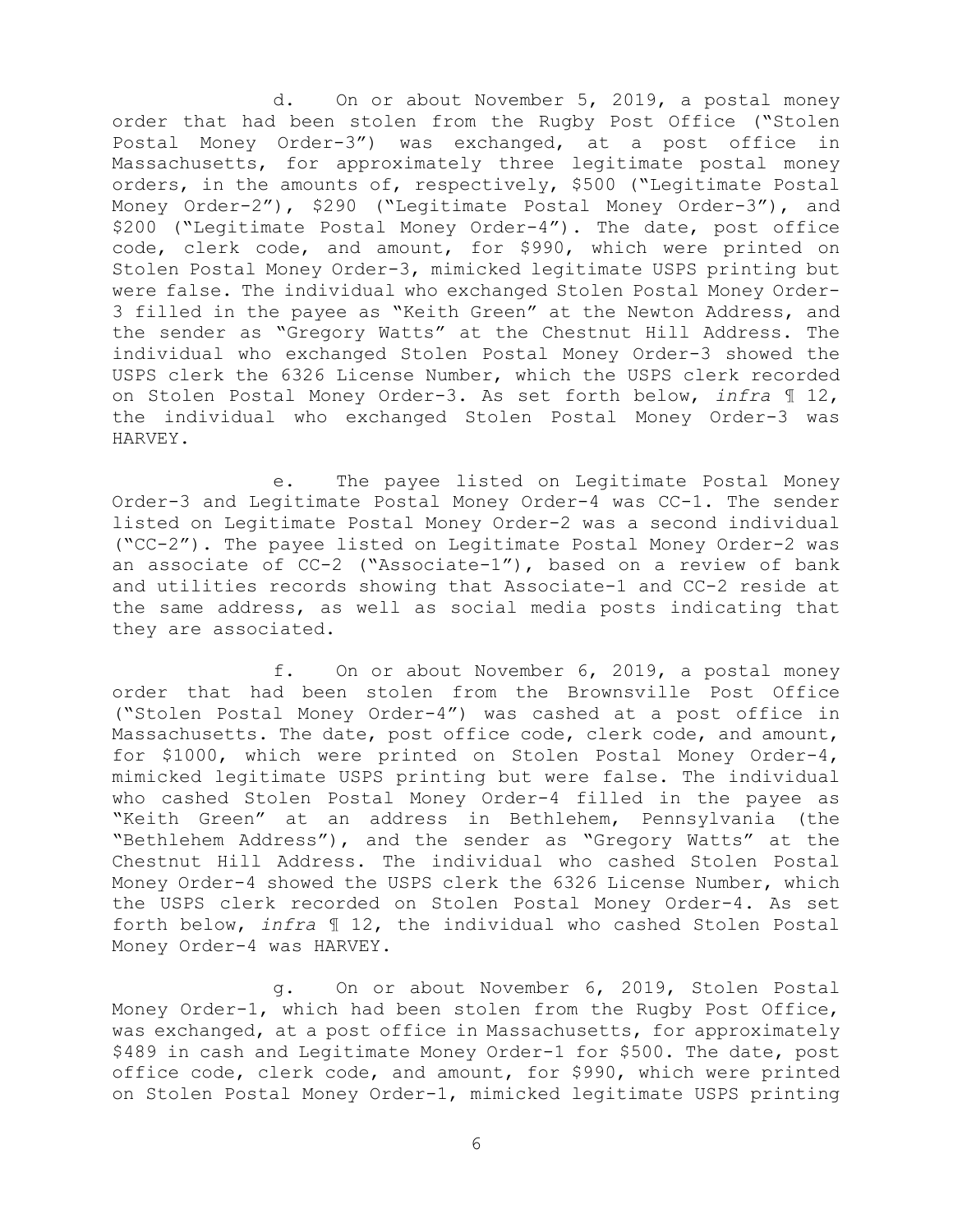d. On or about November 5, 2019, a postal money order that had been stolen from the Rugby Post Office ("Stolen Postal Money Order-3") was exchanged, at a post office in Massachusetts, for approximately three legitimate postal money orders, in the amounts of, respectively, $500 ("Legitimate Postal Money Order-2"), $290 ("Legitimate Postal Money Order-3"), and $200 ("Legitimate Postal Money Order-4"). The date, post office code, clerk code, and amount, for $990, which were printed on Stolen Postal Money Order-3, mimicked legitimate USPS printing but were false. The individual who exchanged Stolen Postal Money Order-3 filled in the payee as "Keith Green" at the Newton Address, and the sender as "Gregory Watts" at the Chestnut Hill Address. The individual who exchanged Stolen Postal Money Order-3 showed the USPS clerk the 6326 License Number, which the USPS clerk recorded on Stolen Postal Money Order-3. As set forth below, *infra* ¶ 12, the individual who exchanged Stolen Postal Money Order-3 was HARVEY.

e. The payee listed on Legitimate Postal Money Order-3 and Legitimate Postal Money Order-4 was CC-1. The sender listed on Legitimate Postal Money Order-2 was a second individual ("CC-2"). The payee listed on Legitimate Postal Money Order-2 was an associate of CC-2 ("Associate-1"), based on a review of bank and utilities records showing that Associate-1 and CC-2 reside at the same address, as well as social media posts indicating that they are associated.

f. On or about November 6, 2019, a postal money order that had been stolen from the Brownsville Post Office ("Stolen Postal Money Order-4") was cashed at a post office in Massachusetts. The date, post office code, clerk code, and amount, for $1000, which were printed on Stolen Postal Money Order-4, mimicked legitimate USPS printing but were false. The individual who cashed Stolen Postal Money Order-4 filled in the payee as "Keith Green" at an address in Bethlehem, Pennsylvania (the "Bethlehem Address"), and the sender as "Gregory Watts" at the Chestnut Hill Address. The individual who cashed Stolen Postal Money Order-4 showed the USPS clerk the 6326 License Number, which the USPS clerk recorded on Stolen Postal Money Order-4. As set forth below, *infra* ¶ 12, the individual who cashed Stolen Postal Money Order-4 was HARVEY.

g. On or about November 6, 2019, Stolen Postal Money Order-1, which had been stolen from the Rugby Post Office, was exchanged, at a post office in Massachusetts, for approximately $489 in cash and Legitimate Money Order-1 for $500. The date, post office code, clerk code, and amount, for $990, which were printed on Stolen Postal Money Order-1, mimicked legitimate USPS printing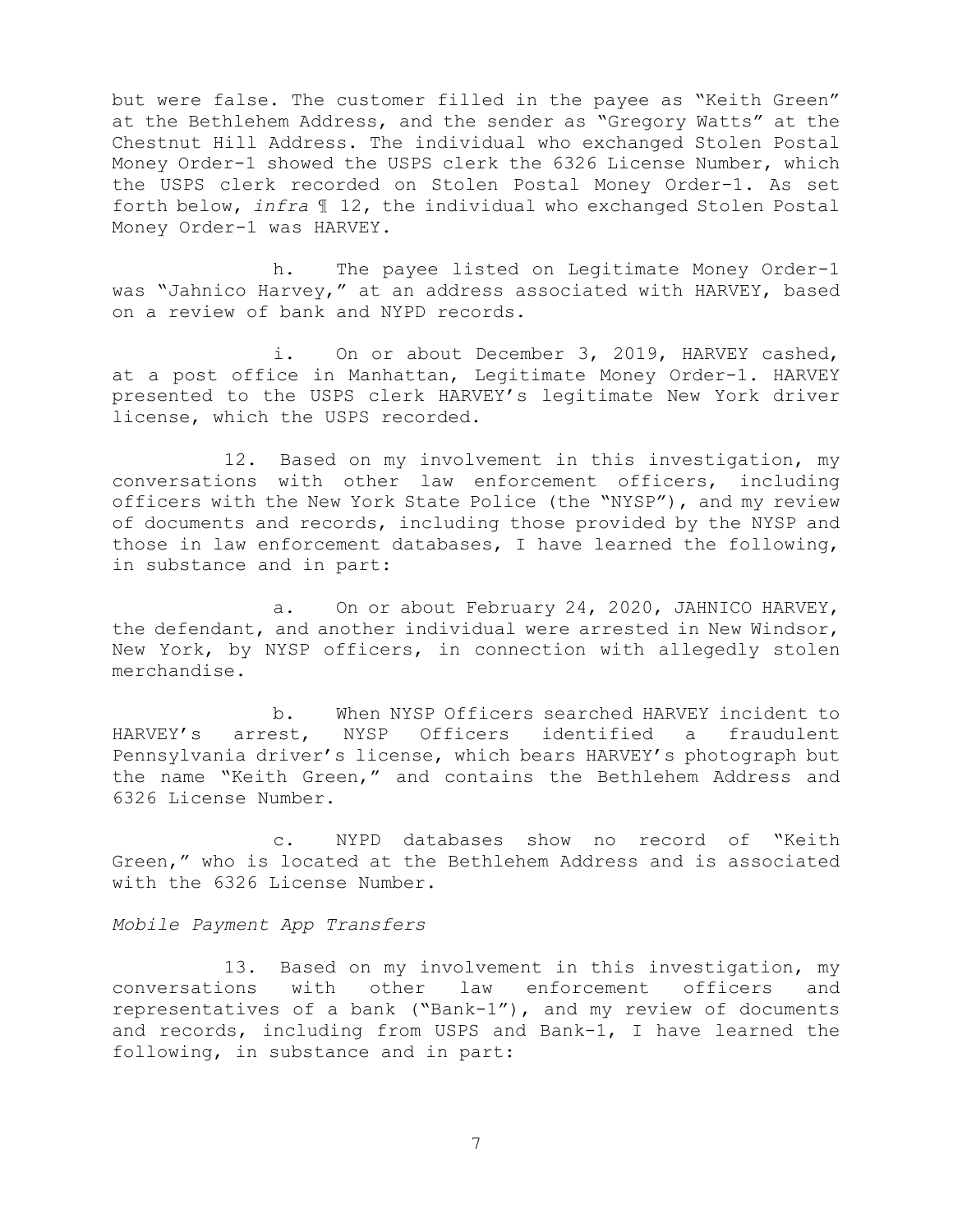but were false. The customer filled in the payee as "Keith Green" at the Bethlehem Address, and the sender as "Gregory Watts" at the Chestnut Hill Address. The individual who exchanged Stolen Postal Money Order-1 showed the USPS clerk the 6326 License Number, which the USPS clerk recorded on Stolen Postal Money Order-1. As set forth below, *infra* ¶ 12, the individual who exchanged Stolen Postal Money Order-1 was HARVEY.

h. The payee listed on Legitimate Money Order-1 was "Jahnico Harvey," at an address associated with HARVEY, based on a review of bank and NYPD records.

i. On or about December 3, 2019, HARVEY cashed, at a post office in Manhattan, Legitimate Money Order-1. HARVEY presented to the USPS clerk HARVEY's legitimate New York driver license, which the USPS recorded.

12. Based on my involvement in this investigation, my conversations with other law enforcement officers, including officers with the New York State Police (the "NYSP"), and my review of documents and records, including those provided by the NYSP and those in law enforcement databases, I have learned the following, in substance and in part:

a. On or about February 24, 2020, JAHNICO HARVEY, the defendant, and another individual were arrested in New Windsor, New York, by NYSP officers, in connection with allegedly stolen merchandise.

b. When NYSP Officers searched HARVEY incident to HARVEY's arrest, NYSP Officers identified a fraudulent Pennsylvania driver's license, which bears HARVEY's photograph but the name "Keith Green," and contains the Bethlehem Address and 6326 License Number.

c. NYPD databases show no record of "Keith Green," who is located at the Bethlehem Address and is associated with the 6326 License Number.

*Mobile Payment App Transfers*

13. Based on my involvement in this investigation, my conversations with other law enforcement officers and representatives of a bank ("Bank-1"), and my review of documents and records, including from USPS and Bank-1, I have learned the following, in substance and in part: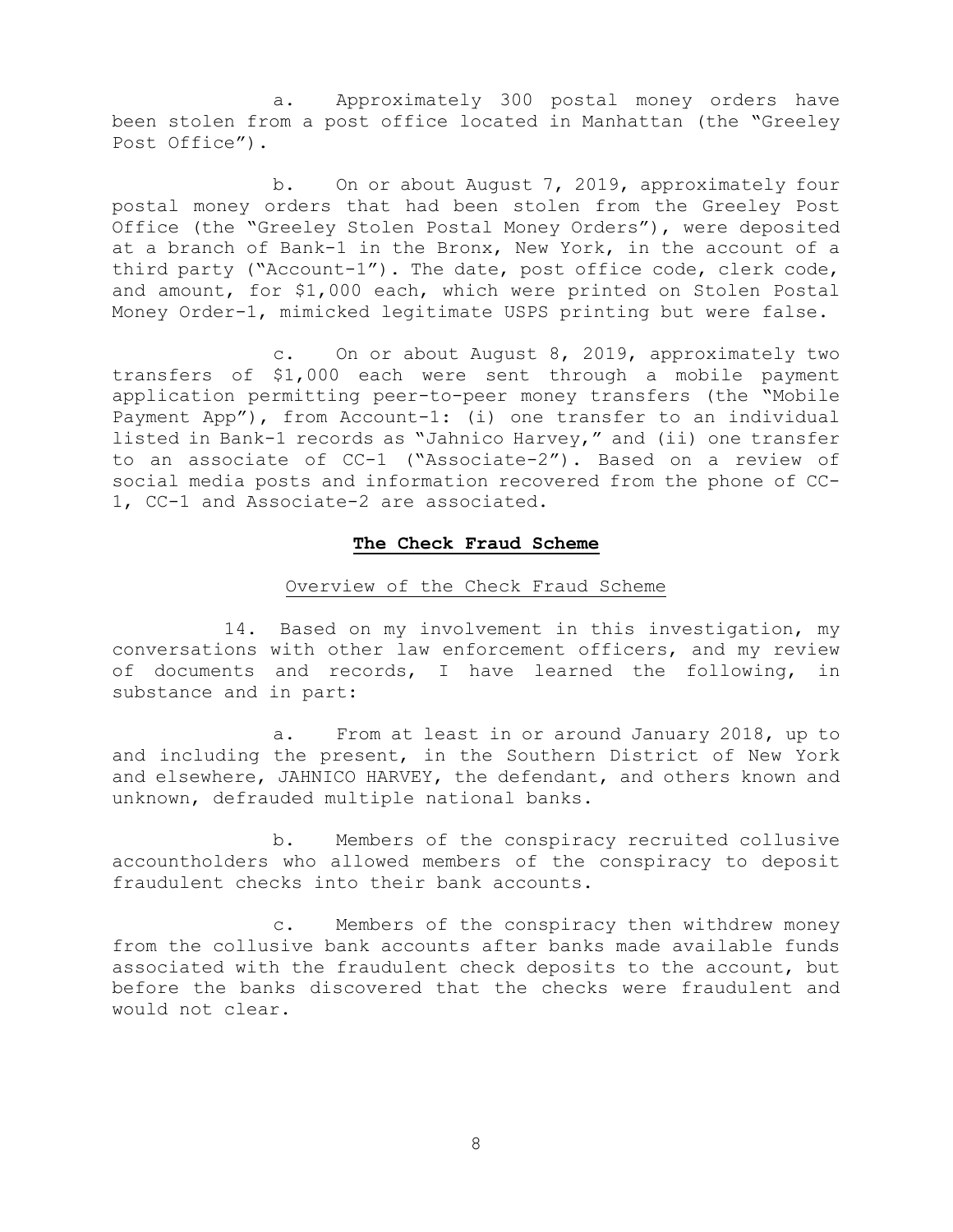a. Approximately 300 postal money orders have been stolen from a post office located in Manhattan (the "Greeley Post Office").

b. On or about August 7, 2019, approximately four postal money orders that had been stolen from the Greeley Post Office (the "Greeley Stolen Postal Money Orders"), were deposited at a branch of Bank-1 in the Bronx, New York, in the account of a third party ("Account-1"). The date, post office code, clerk code, and amount, for $1,000 each, which were printed on Stolen Postal Money Order-1, mimicked legitimate USPS printing but were false.

c. On or about August 8, 2019, approximately two transfers of $1,000 each were sent through a mobile payment application permitting peer-to-peer money transfers (the "Mobile Payment App"), from Account-1: (i) one transfer to an individual listed in Bank-1 records as "Jahnico Harvey," and (ii) one transfer to an associate of CC-1 ("Associate-2"). Based on a review of social media posts and information recovered from the phone of CC-1, CC-1 and Associate-2 are associated.

## **The Check Fraud Scheme**

### Overview of the Check Fraud Scheme

14. Based on my involvement in this investigation, my conversations with other law enforcement officers, and my review of documents and records, I have learned the following, in substance and in part:

a. From at least in or around January 2018, up to and including the present, in the Southern District of New York and elsewhere, JAHNICO HARVEY, the defendant, and others known and unknown, defrauded multiple national banks.

b. Members of the conspiracy recruited collusive accountholders who allowed members of the conspiracy to deposit fraudulent checks into their bank accounts.

c. Members of the conspiracy then withdrew money from the collusive bank accounts after banks made available funds associated with the fraudulent check deposits to the account, but before the banks discovered that the checks were fraudulent and would not clear.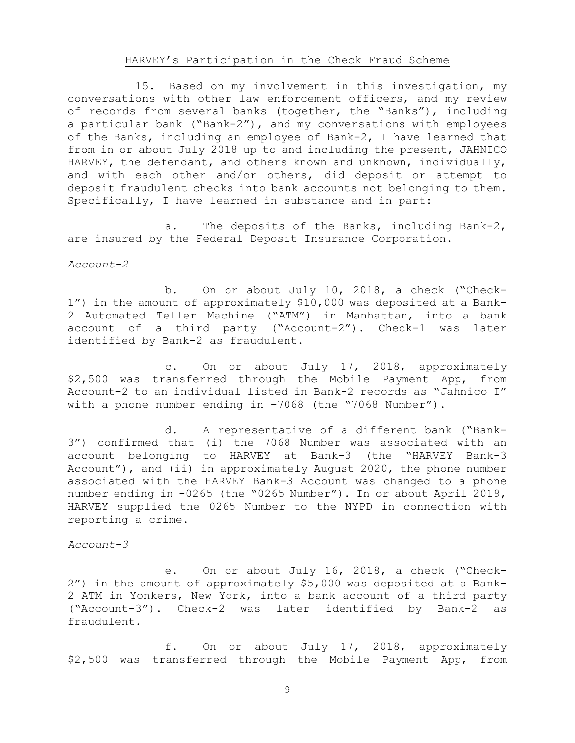## HARVEY's Participation in the Check Fraud Scheme

15. Based on my involvement in this investigation, my conversations with other law enforcement officers, and my review of records from several banks (together, the "Banks"), including a particular bank ("Bank-2"), and my conversations with employees of the Banks, including an employee of Bank-2, I have learned that from in or about July 2018 up to and including the present, JAHNICO HARVEY, the defendant, and others known and unknown, individually, and with each other and/or others, did deposit or attempt to deposit fraudulent checks into bank accounts not belonging to them. Specifically, I have learned in substance and in part:

a. The deposits of the Banks, including Bank-2, are insured by the Federal Deposit Insurance Corporation.

*Account-2*

b. On or about July 10, 2018, a check ("Check-1") in the amount of approximately $10,000 was deposited at a Bank-2 Automated Teller Machine ("ATM") in Manhattan, into a bank account of a third party ("Account-2"). Check-1 was later identified by Bank-2 as fraudulent.

c. On or about July 17, 2018, approximately $2,500 was transferred through the Mobile Payment App, from Account-2 to an individual listed in Bank-2 records as "Jahnico I" with a phone number ending in -7068 (the "7068 Number").

d. A representative of a different bank ("Bank-3") confirmed that (i) the 7068 Number was associated with an account belonging to HARVEY at Bank-3 (the "HARVEY Bank-3 Account"), and (ii) in approximately August 2020, the phone number associated with the HARVEY Bank-3 Account was changed to a phone number ending in -0265 (the "0265 Number"). In or about April 2019, HARVEY supplied the 0265 Number to the NYPD in connection with reporting a crime.

*Account-3*

e. On or about July 16, 2018, a check ("Check-2") in the amount of approximately $5,000 was deposited at a Bank-2 ATM in Yonkers, New York, into a bank account of a third party ("Account-3"). Check-2 was later identified by Bank-2 as fraudulent.

f. On or about July 17, 2018, approximately $2,500 was transferred through the Mobile Payment App, from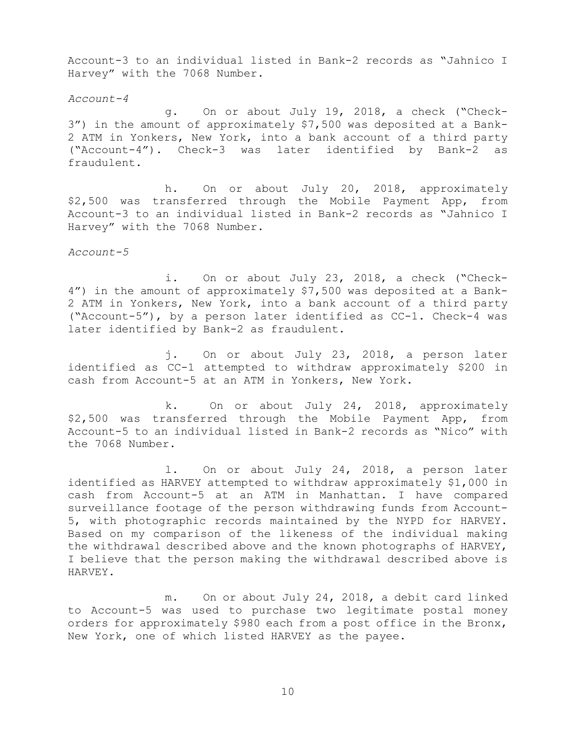Account-3 to an individual listed in Bank-2 records as "Jahnico I Harvey" with the 7068 Number.

*Account-4*

g. On or about July 19, 2018, a check ("Check-3") in the amount of approximately $7,500 was deposited at a Bank-2 ATM in Yonkers, New York, into a bank account of a third party ("Account-4"). Check-3 was later identified by Bank-2 as fraudulent.

h. On or about July 20, 2018, approximately $2,500 was transferred through the Mobile Payment App, from Account-3 to an individual listed in Bank-2 records as "Jahnico I Harvey" with the 7068 Number.

*Account-5*

i. On or about July 23, 2018, a check ("Check-4") in the amount of approximately $7,500 was deposited at a Bank-2 ATM in Yonkers, New York, into a bank account of a third party ("Account-5"), by a person later identified as CC-1. Check-4 was later identified by Bank-2 as fraudulent.

j. On or about July 23, 2018, a person later identified as CC-1 attempted to withdraw approximately $200 in cash from Account-5 at an ATM in Yonkers, New York.

k. On or about July 24, 2018, approximately $2,500 was transferred through the Mobile Payment App, from Account-5 to an individual listed in Bank-2 records as "Nico" with the 7068 Number.

l. On or about July 24, 2018, a person later identified as HARVEY attempted to withdraw approximately $1,000 in cash from Account-5 at an ATM in Manhattan. I have compared surveillance footage of the person withdrawing funds from Account-5, with photographic records maintained by the NYPD for HARVEY. Based on my comparison of the likeness of the individual making the withdrawal described above and the known photographs of HARVEY, I believe that the person making the withdrawal described above is HARVEY.

m. On or about July 24, 2018, a debit card linked to Account-5 was used to purchase two legitimate postal money orders for approximately $980 each from a post office in the Bronx, New York, one of which listed HARVEY as the payee.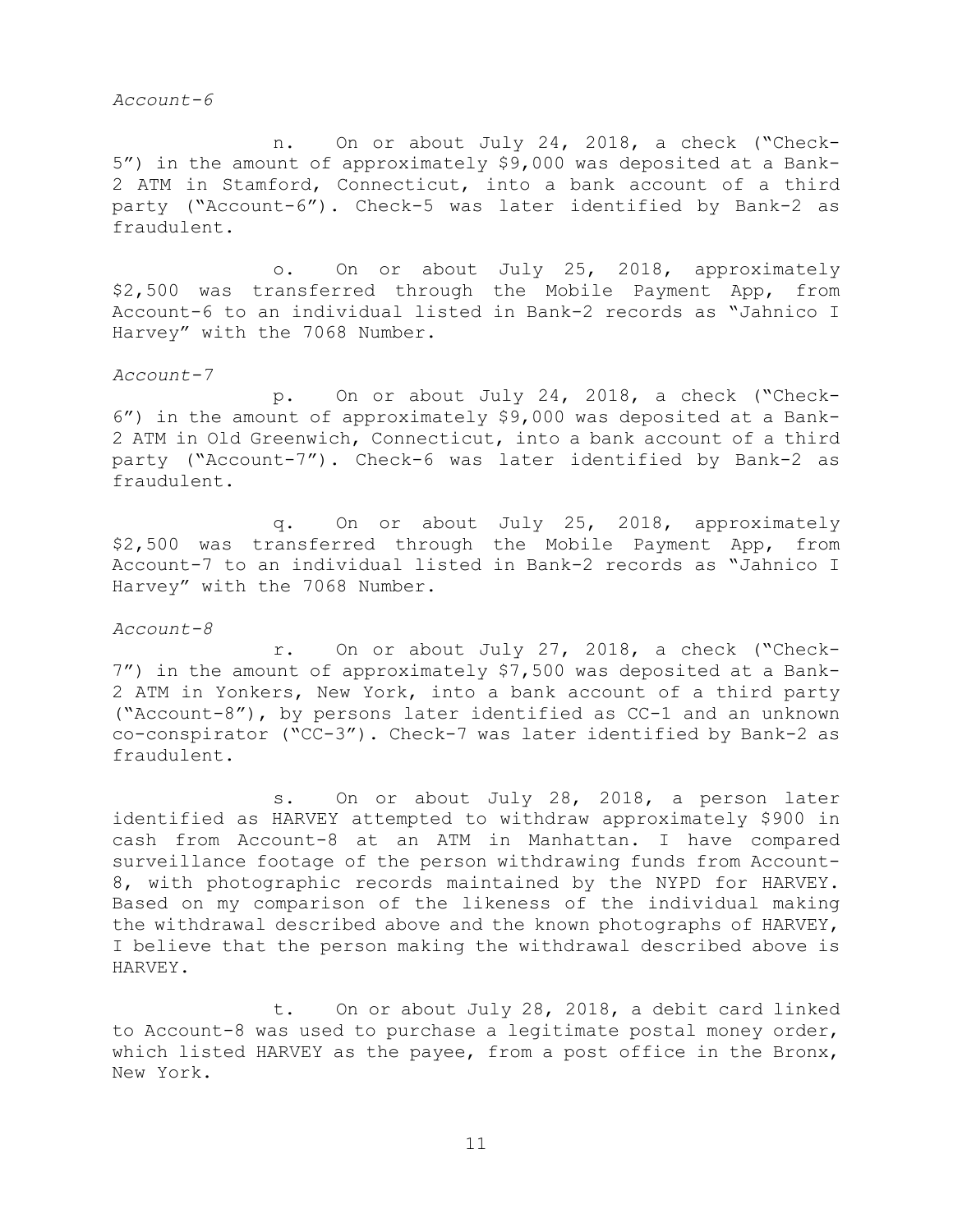*Account-6*

n. On or about July 24, 2018, a check ("Check-5") in the amount of approximately $9,000 was deposited at a Bank-2 ATM in Stamford, Connecticut, into a bank account of a third party ("Account-6"). Check-5 was later identified by Bank-2 as fraudulent.

o. On or about July 25, 2018, approximately $2,500 was transferred through the Mobile Payment App, from Account-6 to an individual listed in Bank-2 records as "Jahnico I Harvey" with the 7068 Number.

*Account-7*

p. On or about July 24, 2018, a check ("Check-6") in the amount of approximately $9,000 was deposited at a Bank-2 ATM in Old Greenwich, Connecticut, into a bank account of a third party ("Account-7"). Check-6 was later identified by Bank-2 as fraudulent.

q. On or about July 25, 2018, approximately $2,500 was transferred through the Mobile Payment App, from Account-7 to an individual listed in Bank-2 records as "Jahnico I Harvey" with the 7068 Number.

*Account-8*

r. On or about July 27, 2018, a check ("Check-7") in the amount of approximately $7,500 was deposited at a Bank-2 ATM in Yonkers, New York, into a bank account of a third party ("Account-8"), by persons later identified as CC-1 and an unknown co-conspirator ("CC-3"). Check-7 was later identified by Bank-2 as fraudulent.

s. On or about July 28, 2018, a person later identified as HARVEY attempted to withdraw approximately $900 in cash from Account-8 at an ATM in Manhattan. I have compared surveillance footage of the person withdrawing funds from Account-8, with photographic records maintained by the NYPD for HARVEY. Based on my comparison of the likeness of the individual making the withdrawal described above and the known photographs of HARVEY, I believe that the person making the withdrawal described above is HARVEY.

t. On or about July 28, 2018, a debit card linked to Account-8 was used to purchase a legitimate postal money order, which listed HARVEY as the payee, from a post office in the Bronx, New York.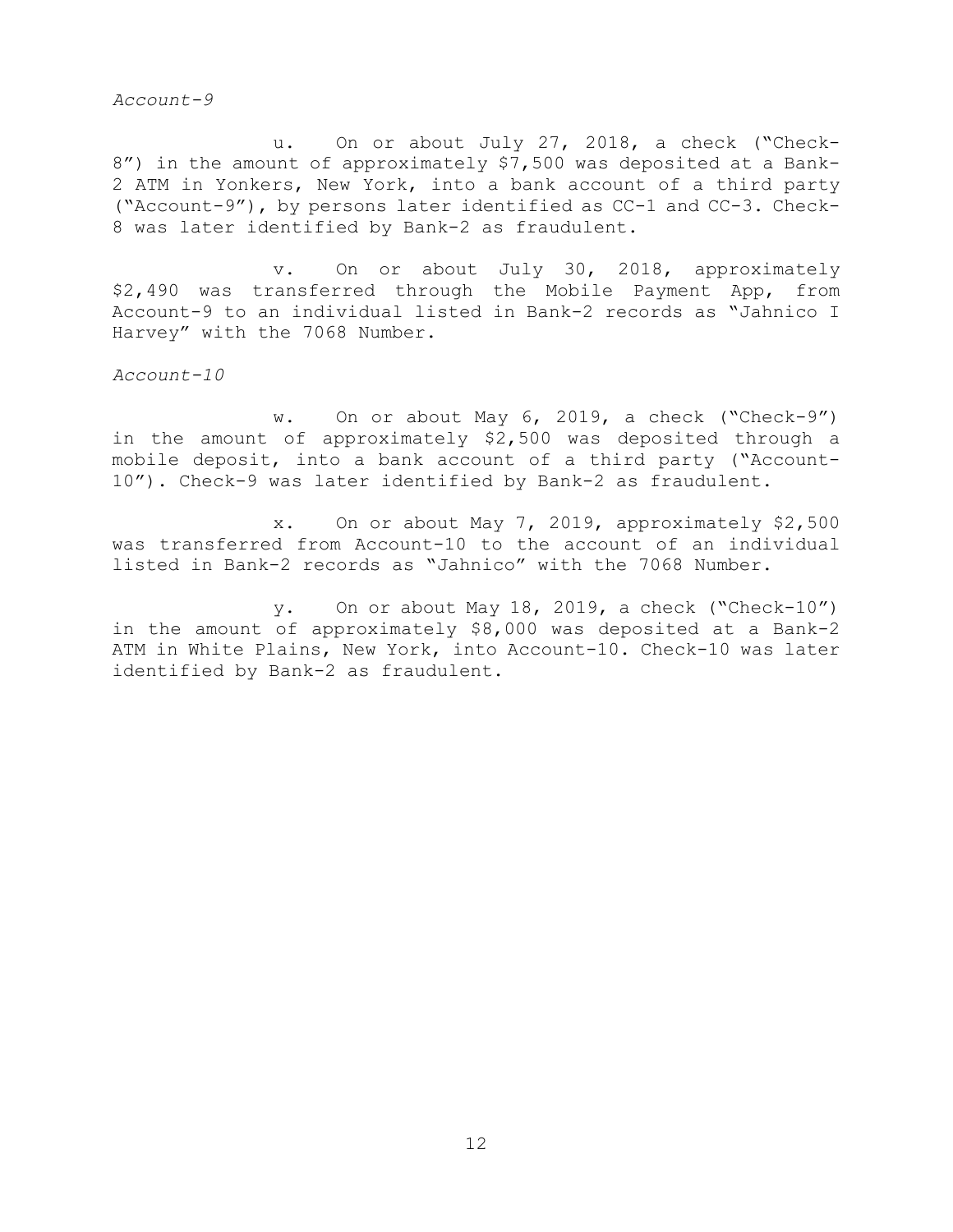*Account-9*

u. On or about July 27, 2018, a check ("Check-8") in the amount of approximately $7,500 was deposited at a Bank-2 ATM in Yonkers, New York, into a bank account of a third party ("Account-9"), by persons later identified as CC-1 and CC-3. Check-8 was later identified by Bank-2 as fraudulent.

v. On or about July 30, 2018, approximately $2,490 was transferred through the Mobile Payment App, from Account-9 to an individual listed in Bank-2 records as "Jahnico I Harvey" with the 7068 Number.

*Account-10*

w. On or about May 6, 2019, a check ("Check-9") in the amount of approximately $2,500 was deposited through a mobile deposit, into a bank account of a third party ("Account-10"). Check-9 was later identified by Bank-2 as fraudulent.

x. On or about May 7, 2019, approximately $2,500 was transferred from Account-10 to the account of an individual listed in Bank-2 records as "Jahnico" with the 7068 Number.

y. On or about May 18, 2019, a check ("Check-10") in the amount of approximately $8,000 was deposited at a Bank-2 ATM in White Plains, New York, into Account-10. Check-10 was later identified by Bank-2 as fraudulent.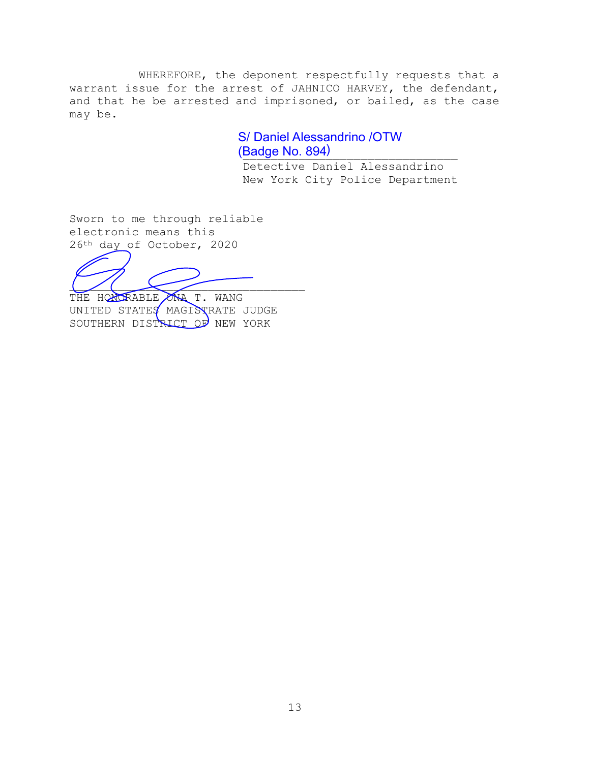WHEREFORE, the deponent respectfully requests that a warrant issue for the arrest of JAHNICO HARVEY, the defendant, and that he be arrested and imprisoned, or bailed, as the case may be.

S/ Daniel Alessandrino /OTW
(Badge No. 894)
\_\_\_\_\_\_\_\_\_\_\_\_\_\_\_\_\_\_\_\_\_\_\_\_\_\_\_\_\_\_\_\_
Detective Daniel Alessandrino
New York City Police Department

Sworn to me through reliable electronic means this 26th day of October, 2020

\_\_\_\_\_\_\_\_\_\_\_\_\_\_\_\_\_\_\_\_\_\_\_\_\_\_\_\_\_\_\_\_\_\_
THE HONORABLE ONA T. WANG
UNITED STATES MAGISTRATE JUDGE
SOUTHERN DISTRICT OF NEW YORK